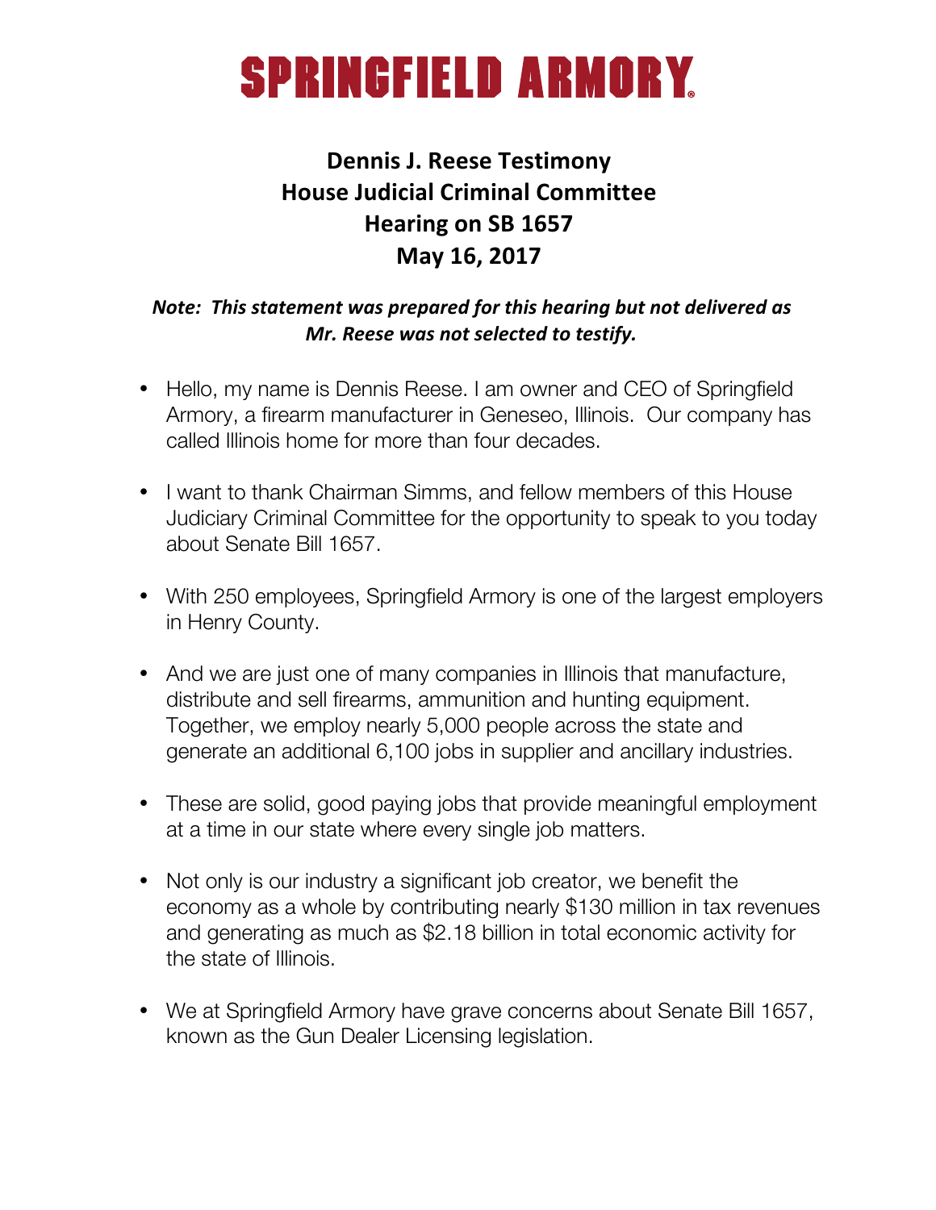# SPRINGFIELD ARMORY

## Dennis J. Reese Testimony
## House Judicial Criminal Committee
## Hearing on SB 1657
## May 16, 2017

***Note: This statement was prepared for this hearing but not delivered as Mr. Reese was not selected to testify.***

- Hello, my name is Dennis Reese. I am owner and CEO of Springfield Armory, a firearm manufacturer in Geneseo, Illinois. Our company has called Illinois home for more than four decades.

- I want to thank Chairman Simms, and fellow members of this House Judiciary Criminal Committee for the opportunity to speak to you today about Senate Bill 1657.

- With 250 employees, Springfield Armory is one of the largest employers in Henry County.

- And we are just one of many companies in Illinois that manufacture, distribute and sell firearms, ammunition and hunting equipment. Together, we employ nearly 5,000 people across the state and generate an additional 6,100 jobs in supplier and ancillary industries.

- These are solid, good paying jobs that provide meaningful employment at a time in our state where every single job matters.

- Not only is our industry a significant job creator, we benefit the economy as a whole by contributing nearly $130 million in tax revenues and generating as much as $2.18 billion in total economic activity for the state of Illinois.

- We at Springfield Armory have grave concerns about Senate Bill 1657, known as the Gun Dealer Licensing legislation.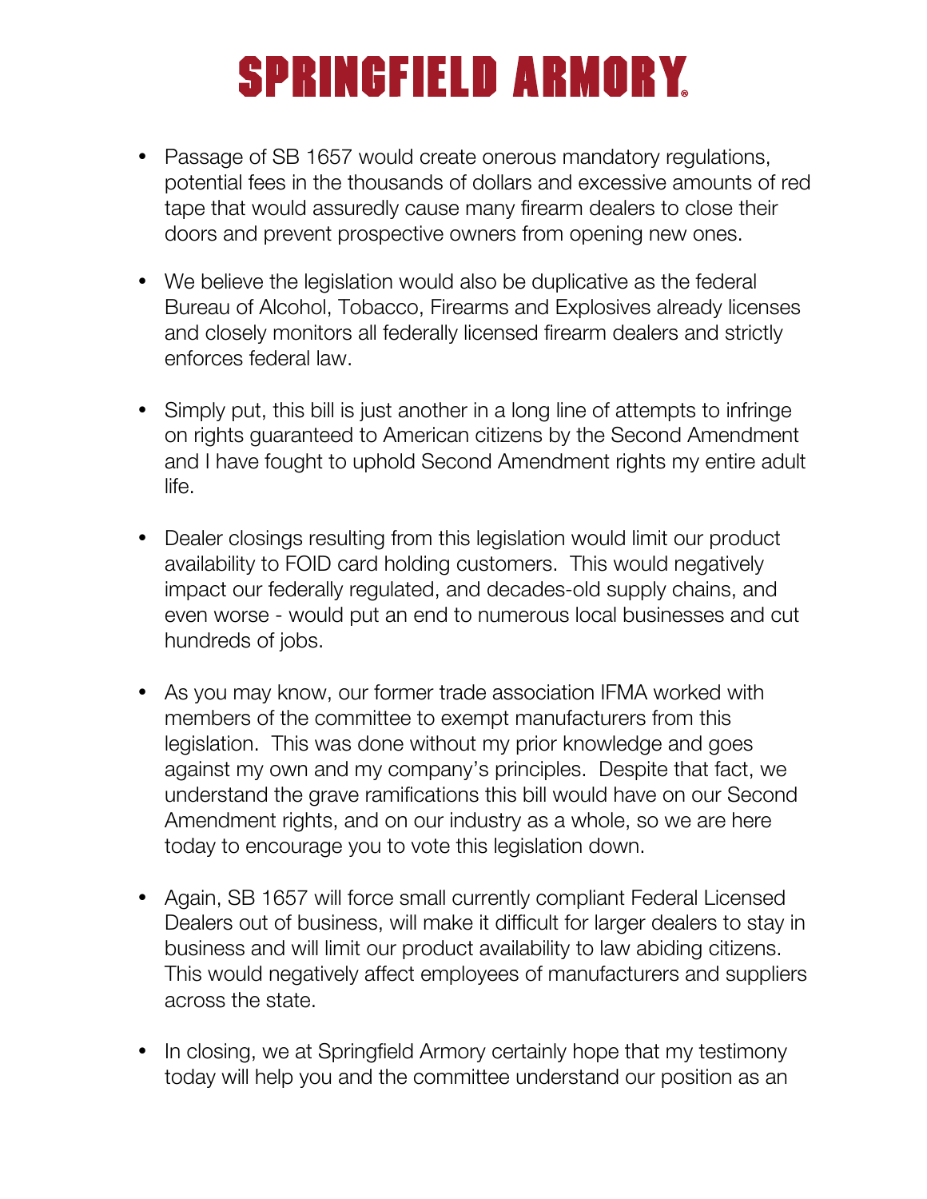# SPRINGFIELD ARMORY

- Passage of SB 1657 would create onerous mandatory regulations, potential fees in the thousands of dollars and excessive amounts of red tape that would assuredly cause many firearm dealers to close their doors and prevent prospective owners from opening new ones.

- We believe the legislation would also be duplicative as the federal Bureau of Alcohol, Tobacco, Firearms and Explosives already licenses and closely monitors all federally licensed firearm dealers and strictly enforces federal law.

- Simply put, this bill is just another in a long line of attempts to infringe on rights guaranteed to American citizens by the Second Amendment and I have fought to uphold Second Amendment rights my entire adult life.

- Dealer closings resulting from this legislation would limit our product availability to FOID card holding customers. This would negatively impact our federally regulated, and decades-old supply chains, and even worse - would put an end to numerous local businesses and cut hundreds of jobs.

- As you may know, our former trade association IFMA worked with members of the committee to exempt manufacturers from this legislation. This was done without my prior knowledge and goes against my own and my company's principles. Despite that fact, we understand the grave ramifications this bill would have on our Second Amendment rights, and on our industry as a whole, so we are here today to encourage you to vote this legislation down.

- Again, SB 1657 will force small currently compliant Federal Licensed Dealers out of business, will make it difficult for larger dealers to stay in business and will limit our product availability to law abiding citizens. This would negatively affect employees of manufacturers and suppliers across the state.

- In closing, we at Springfield Armory certainly hope that my testimony today will help you and the committee understand our position as an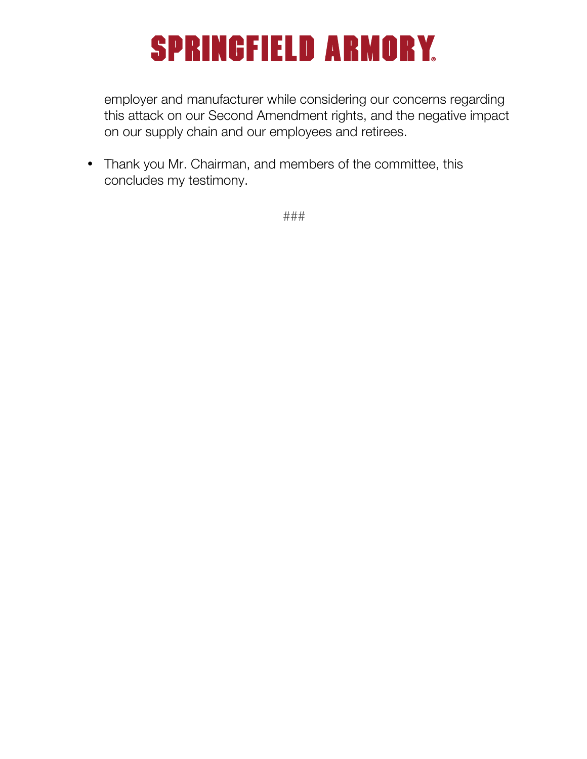employer and manufacturer while considering our concerns regarding this attack on our Second Amendment rights, and the negative impact on our supply chain and our employees and retirees.

- Thank you Mr. Chairman, and members of the committee, this concludes my testimony.

###